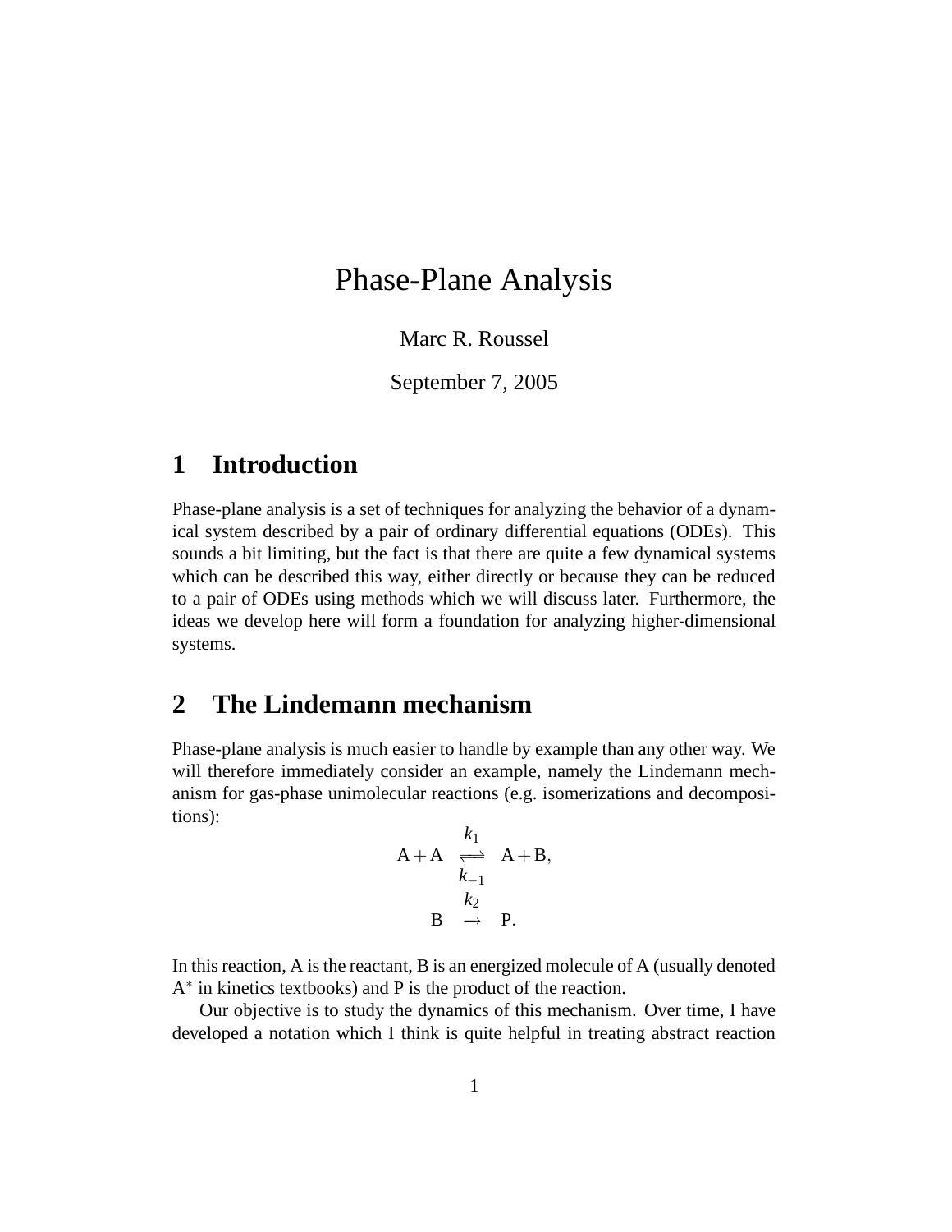# Phase-Plane Analysis

Marc R. Roussel

September 7, 2005

## 1 Introduction

Phase-plane analysis is a set of techniques for analyzing the behavior of a dynamical system described by a pair of ordinary differential equations (ODEs). This sounds a bit limiting, but the fact is that there are quite a few dynamical systems which can be described this way, either directly or because they can be reduced to a pair of ODEs using methods which we will discuss later. Furthermore, the ideas we develop here will form a foundation for analyzing higher-dimensional systems.

## 2 The Lindemann mechanism

Phase-plane analysis is much easier to handle by example than any other way. We will therefore immediately consider an example, namely the Lindemann mechanism for gas-phase unimolecular reactions (e.g. isomerizations and decompositions):

$$\mathrm{A} + \mathrm{A} \underset{k_{-1}}{\overset{k_1}{\rightleftharpoons}} \mathrm{A} + \mathrm{B},$$

$$\mathrm{B} \overset{k_2}{\rightarrow} \mathrm{P}.$$

In this reaction, A is the reactant, B is an energized molecule of A (usually denoted $\mathrm{A}^*$ in kinetics textbooks) and P is the product of the reaction.

Our objective is to study the dynamics of this mechanism. Over time, I have developed a notation which I think is quite helpful in treating abstract reaction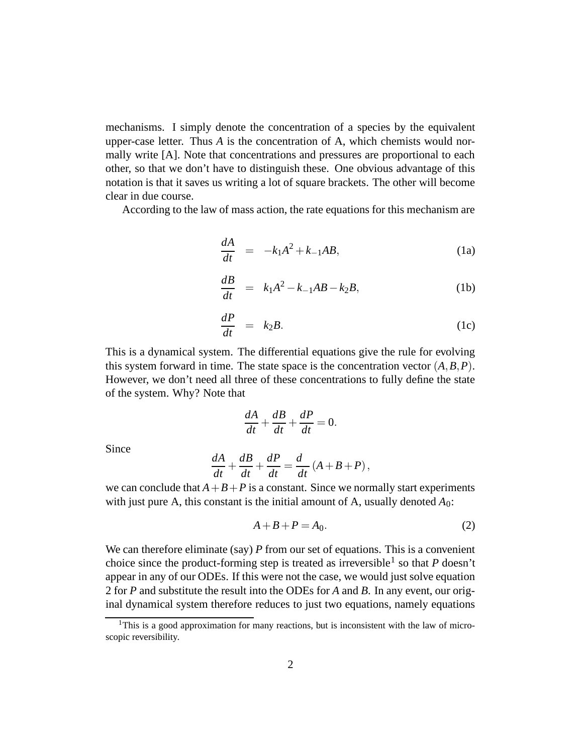mechanisms. I simply denote the concentration of a species by the equivalent upper-case letter. Thus $A$ is the concentration of A, which chemists would normally write [A]. Note that concentrations and pressures are proportional to each other, so that we don't have to distinguish these. One obvious advantage of this notation is that it saves us writing a lot of square brackets. The other will become clear in due course.

According to the law of mass action, the rate equations for this mechanism are

$$\frac{dA}{dt} = -k_1A^2 + k_{-1}AB, \tag{1a}$$

$$\frac{dB}{dt} = k_1A^2 - k_{-1}AB - k_2B, \tag{1b}$$

$$\frac{dP}{dt} = k_2B. \tag{1c}$$

This is a dynamical system. The differential equations give the rule for evolving this system forward in time. The state space is the concentration vector $(A,B,P)$. However, we don't need all three of these concentrations to fully define the state of the system. Why? Note that

$$\frac{dA}{dt} + \frac{dB}{dt} + \frac{dP}{dt} = 0.$$

Since

$$\frac{dA}{dt} + \frac{dB}{dt} + \frac{dP}{dt} = \frac{d}{dt}\left(A + B + P\right),$$

we can conclude that $A+B+P$ is a constant. Since we normally start experiments with just pure A, this constant is the initial amount of A, usually denoted $A_0$:

$$A + B + P = A_0. \tag{2}$$

We can therefore eliminate (say) $P$ from our set of equations. This is a convenient choice since the product-forming step is treated as irreversible[1] so that $P$ doesn't appear in any of our ODEs. If this were not the case, we would just solve equation 2 for $P$ and substitute the result into the ODEs for $A$ and $B$. In any event, our original dynamical system therefore reduces to just two equations, namely equations

[1] This is a good approximation for many reactions, but is inconsistent with the law of microscopic reversibility.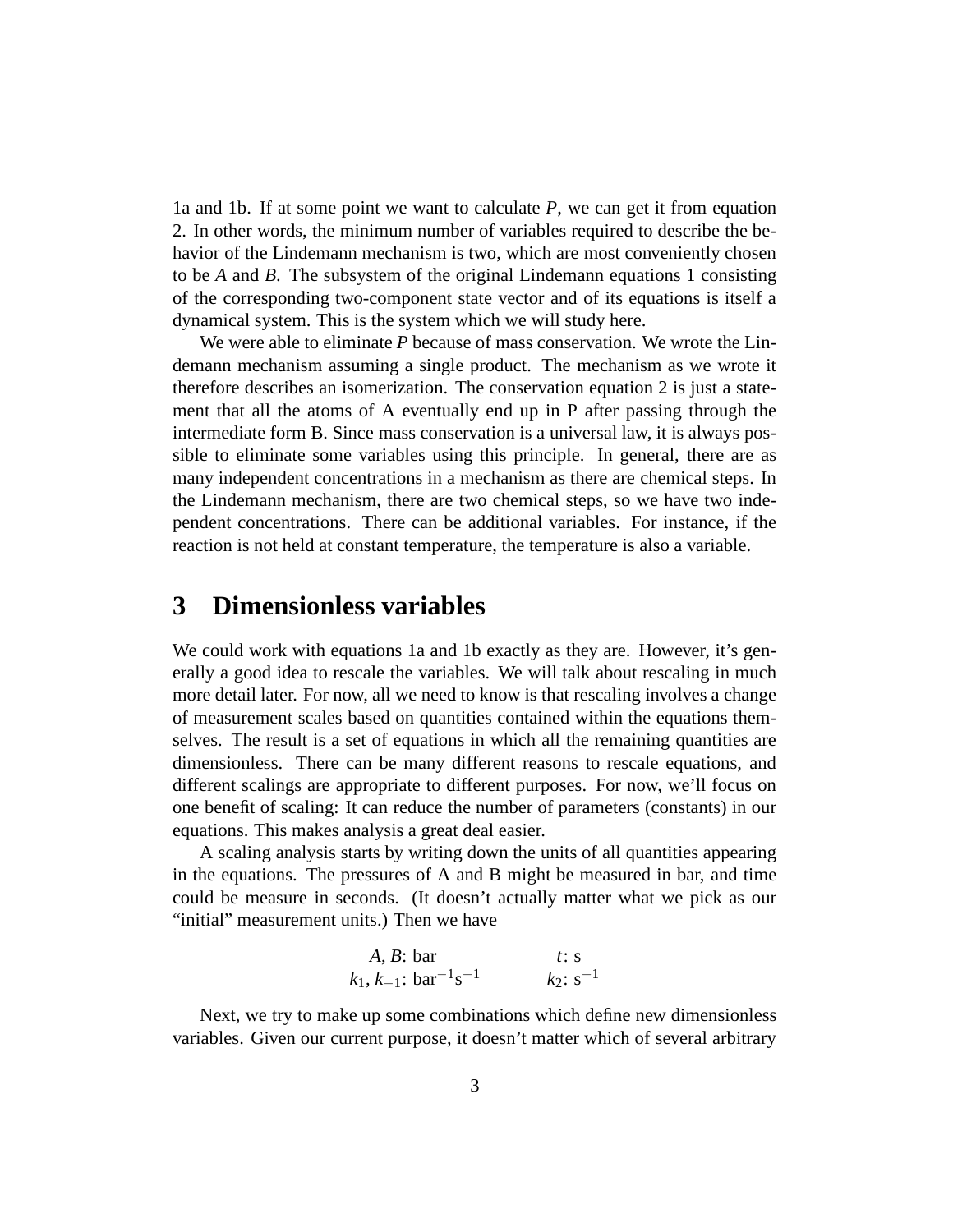1a and 1b. If at some point we want to calculate $P$, we can get it from equation 2. In other words, the minimum number of variables required to describe the behavior of the Lindemann mechanism is two, which are most conveniently chosen to be $A$ and $B$. The subsystem of the original Lindemann equations 1 consisting of the corresponding two-component state vector and of its equations is itself a dynamical system. This is the system which we will study here.

We were able to eliminate $P$ because of mass conservation. We wrote the Lindemann mechanism assuming a single product. The mechanism as we wrote it therefore describes an isomerization. The conservation equation 2 is just a statement that all the atoms of A eventually end up in P after passing through the intermediate form B. Since mass conservation is a universal law, it is always possible to eliminate some variables using this principle. In general, there are as many independent concentrations in a mechanism as there are chemical steps. In the Lindemann mechanism, there are two chemical steps, so we have two independent concentrations. There can be additional variables. For instance, if the reaction is not held at constant temperature, the temperature is also a variable.

## 3 Dimensionless variables

We could work with equations 1a and 1b exactly as they are. However, it's generally a good idea to rescale the variables. We will talk about rescaling in much more detail later. For now, all we need to know is that rescaling involves a change of measurement scales based on quantities contained within the equations themselves. The result is a set of equations in which all the remaining quantities are dimensionless. There can be many different reasons to rescale equations, and different scalings are appropriate to different purposes. For now, we'll focus on one benefit of scaling: It can reduce the number of parameters (constants) in our equations. This makes analysis a great deal easier.

A scaling analysis starts by writing down the units of all quantities appearing in the equations. The pressures of A and B might be measured in bar, and time could be measure in seconds. (It doesn't actually matter what we pick as our "initial" measurement units.) Then we have

$$A, B\text{: bar} \qquad t\text{: s}$$
$$k_1, k_{-1}\text{: bar}^{-1}\text{s}^{-1} \qquad k_2\text{: s}^{-1}$$

Next, we try to make up some combinations which define new dimensionless variables. Given our current purpose, it doesn't matter which of several arbitrary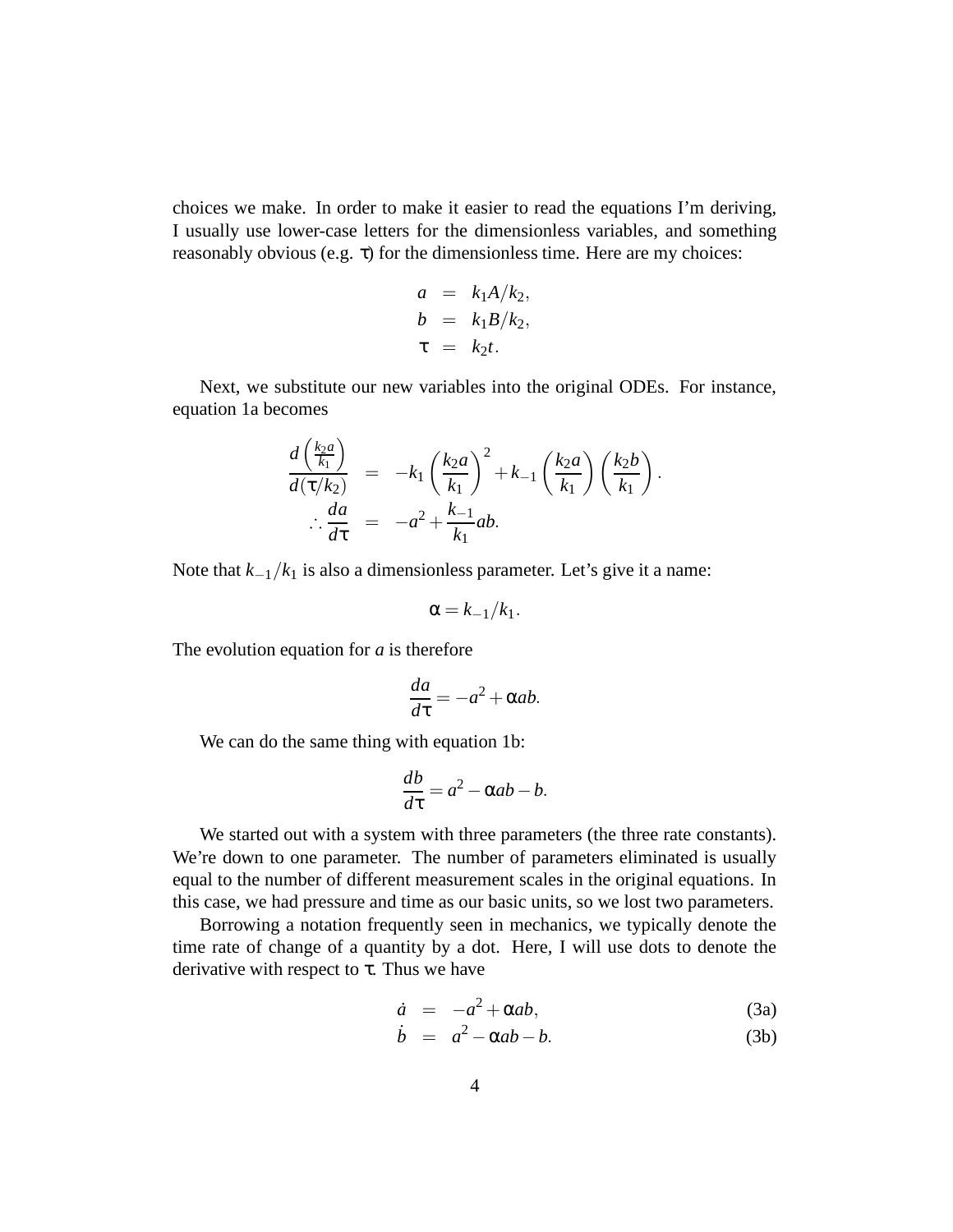choices we make. In order to make it easier to read the equations I'm deriving, I usually use lower-case letters for the dimensionless variables, and something reasonably obvious (e.g. $\tau$) for the dimensionless time. Here are my choices:

$$\begin{aligned}
a &= k_1 A/k_2, \\
b &= k_1 B/k_2, \\
\tau &= k_2 t.
\end{aligned}$$

Next, we substitute our new variables into the original ODEs. For instance, equation 1a becomes

$$\begin{aligned}
\frac{d\left(\frac{k_2 a}{k_1}\right)}{d(\tau/k_2)} &= -k_1\left(\frac{k_2 a}{k_1}\right)^2 + k_{-1}\left(\frac{k_2 a}{k_1}\right)\left(\frac{k_2 b}{k_1}\right). \\
\therefore \frac{da}{d\tau} &= -a^2 + \frac{k_{-1}}{k_1}ab.
\end{aligned}$$

Note that $k_{-1}/k_1$ is also a dimensionless parameter. Let's give it a name:

$$\alpha = k_{-1}/k_1.$$

The evolution equation for $a$ is therefore

$$\frac{da}{d\tau} = -a^2 + \alpha ab.$$

We can do the same thing with equation 1b:

$$\frac{db}{d\tau} = a^2 - \alpha ab - b.$$

We started out with a system with three parameters (the three rate constants). We're down to one parameter. The number of parameters eliminated is usually equal to the number of different measurement scales in the original equations. In this case, we had pressure and time as our basic units, so we lost two parameters.

Borrowing a notation frequently seen in mechanics, we typically denote the time rate of change of a quantity by a dot. Here, I will use dots to denote the derivative with respect to $\tau$. Thus we have

$$\dot{a} = -a^2 + \alpha ab, \tag{3a}$$

$$\dot{b} = a^2 - \alpha ab - b. \tag{3b}$$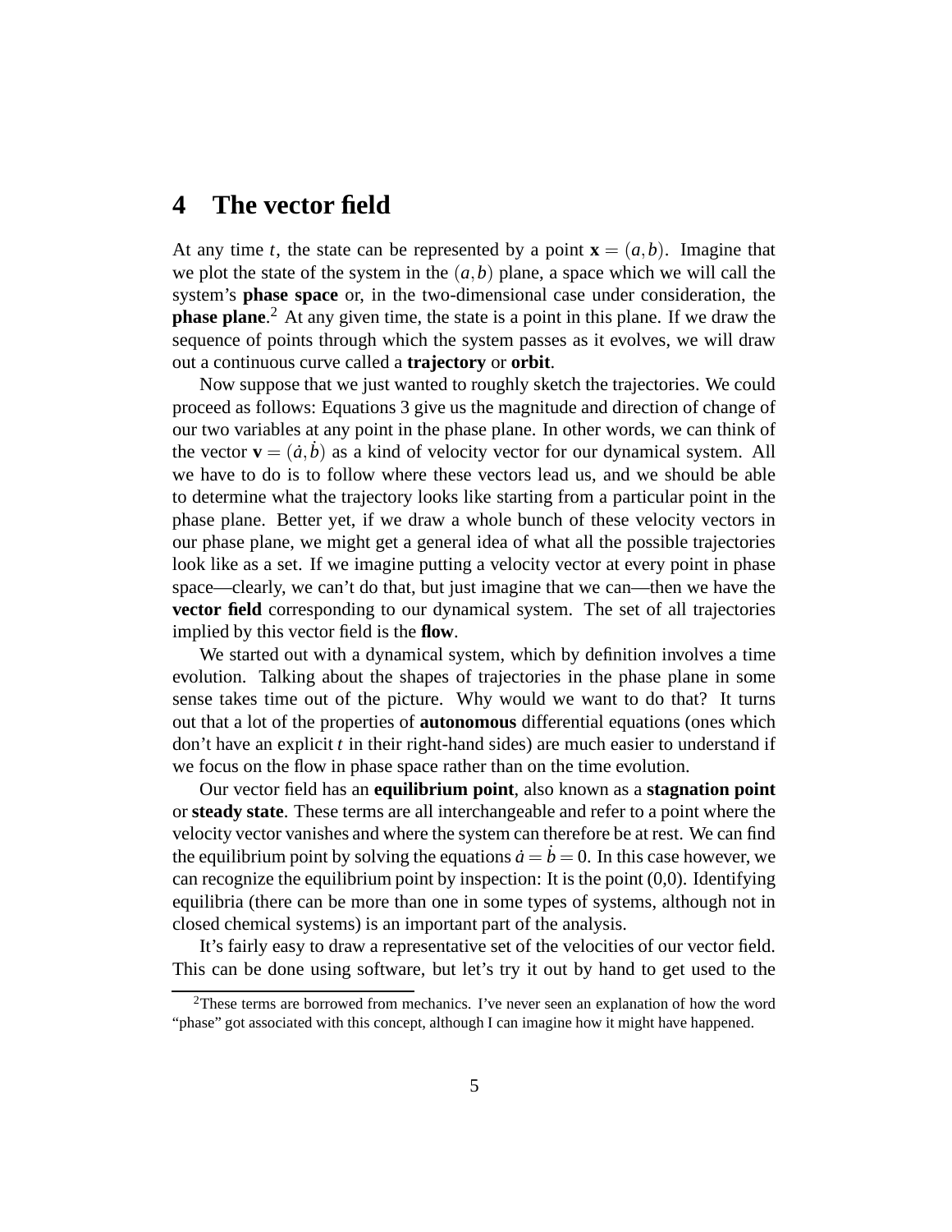## 4 The vector field

At any time $t$, the state can be represented by a point $\mathbf{x} = (a,b)$. Imagine that we plot the state of the system in the $(a,b)$ plane, a space which we will call the system's **phase space** or, in the two-dimensional case under consideration, the **phase plane**.[2] At any given time, the state is a point in this plane. If we draw the sequence of points through which the system passes as it evolves, we will draw out a continuous curve called a **trajectory** or **orbit**.

Now suppose that we just wanted to roughly sketch the trajectories. We could proceed as follows: Equations 3 give us the magnitude and direction of change of our two variables at any point in the phase plane. In other words, we can think of the vector $\mathbf{v} = (\dot{a},\dot{b})$ as a kind of velocity vector for our dynamical system. All we have to do is to follow where these vectors lead us, and we should be able to determine what the trajectory looks like starting from a particular point in the phase plane. Better yet, if we draw a whole bunch of these velocity vectors in our phase plane, we might get a general idea of what all the possible trajectories look like as a set. If we imagine putting a velocity vector at every point in phase space—clearly, we can't do that, but just imagine that we can—then we have the **vector field** corresponding to our dynamical system. The set of all trajectories implied by this vector field is the **flow**.

We started out with a dynamical system, which by definition involves a time evolution. Talking about the shapes of trajectories in the phase plane in some sense takes time out of the picture. Why would we want to do that? It turns out that a lot of the properties of **autonomous** differential equations (ones which don't have an explicit $t$ in their right-hand sides) are much easier to understand if we focus on the flow in phase space rather than on the time evolution.

Our vector field has an **equilibrium point**, also known as a **stagnation point** or **steady state**. These terms are all interchangeable and refer to a point where the velocity vector vanishes and where the system can therefore be at rest. We can find the equilibrium point by solving the equations $\dot{a} = \dot{b} = 0$. In this case however, we can recognize the equilibrium point by inspection: It is the point (0,0). Identifying equilibria (there can be more than one in some types of systems, although not in closed chemical systems) is an important part of the analysis.

It's fairly easy to draw a representative set of the velocities of our vector field. This can be done using software, but let's try it out by hand to get used to the

[2] These terms are borrowed from mechanics. I've never seen an explanation of how the word "phase" got associated with this concept, although I can imagine how it might have happened.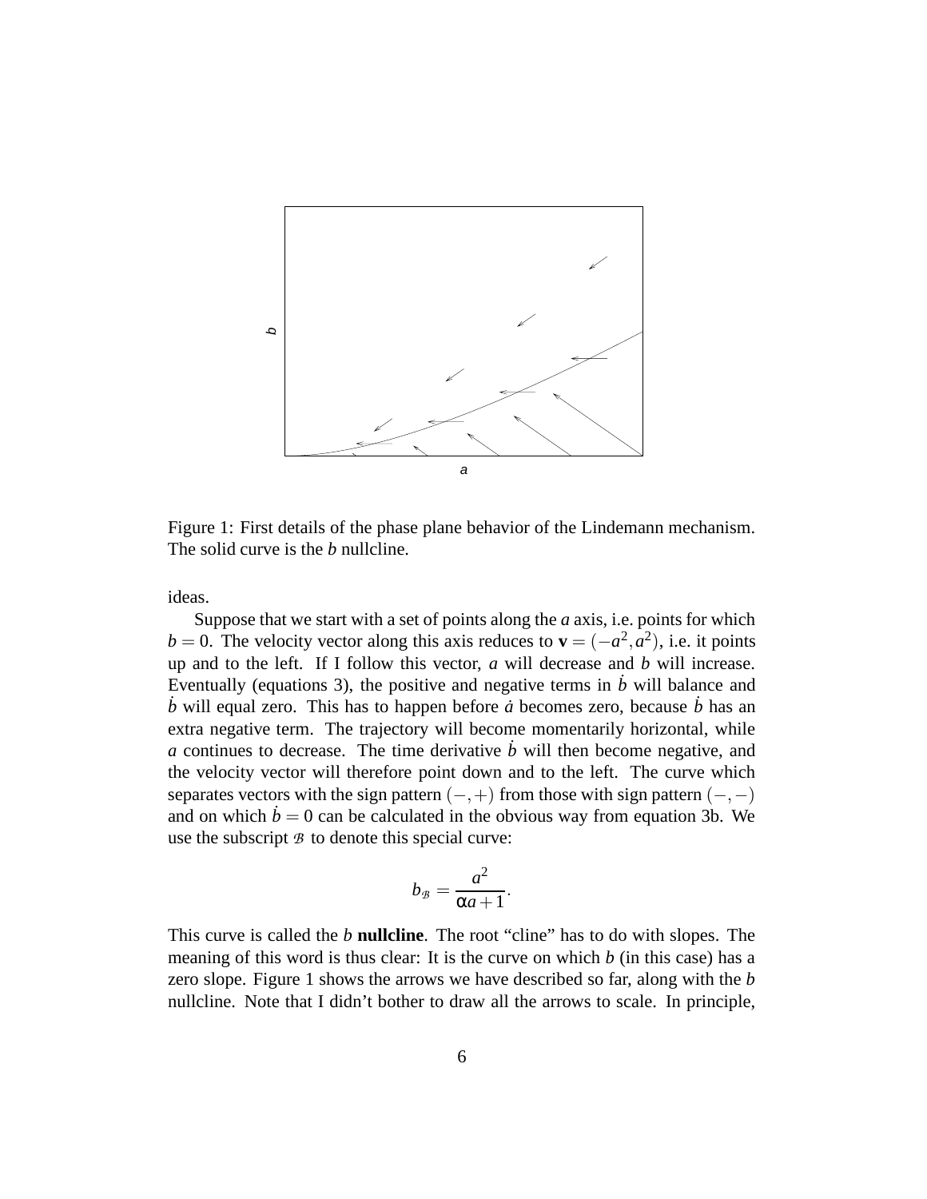Figure 1: First details of the phase plane behavior of the Lindemann mechanism. The solid curve is the $b$ nullcline.

ideas.

Suppose that we start with a set of points along the $a$ axis, i.e. points for which $b = 0$. The velocity vector along this axis reduces to $\mathbf{v} = (-a^2, a^2)$, i.e. it points up and to the left. If I follow this vector, $a$ will decrease and $b$ will increase. Eventually (equations 3), the positive and negative terms in $\dot{b}$ will balance and $\dot{b}$ will equal zero. This has to happen before $\dot{a}$ becomes zero, because $\dot{b}$ has an extra negative term. The trajectory will become momentarily horizontal, while $a$ continues to decrease. The time derivative $\dot{b}$ will then become negative, and the velocity vector will therefore point down and to the left. The curve which separates vectors with the sign pattern $(-,+)$ from those with sign pattern $(-,-)$ and on which $\dot{b} = 0$ can be calculated in the obvious way from equation 3b. We use the subscript $\mathcal{B}$ to denote this special curve:

$$b_{\mathcal{B}} = \frac{a^2}{\alpha a + 1}.$$

This curve is called the $b$ **nullcline**. The root "cline" has to do with slopes. The meaning of this word is thus clear: It is the curve on which $b$ (in this case) has a zero slope. Figure 1 shows the arrows we have described so far, along with the $b$ nullcline. Note that I didn't bother to draw all the arrows to scale. In principle,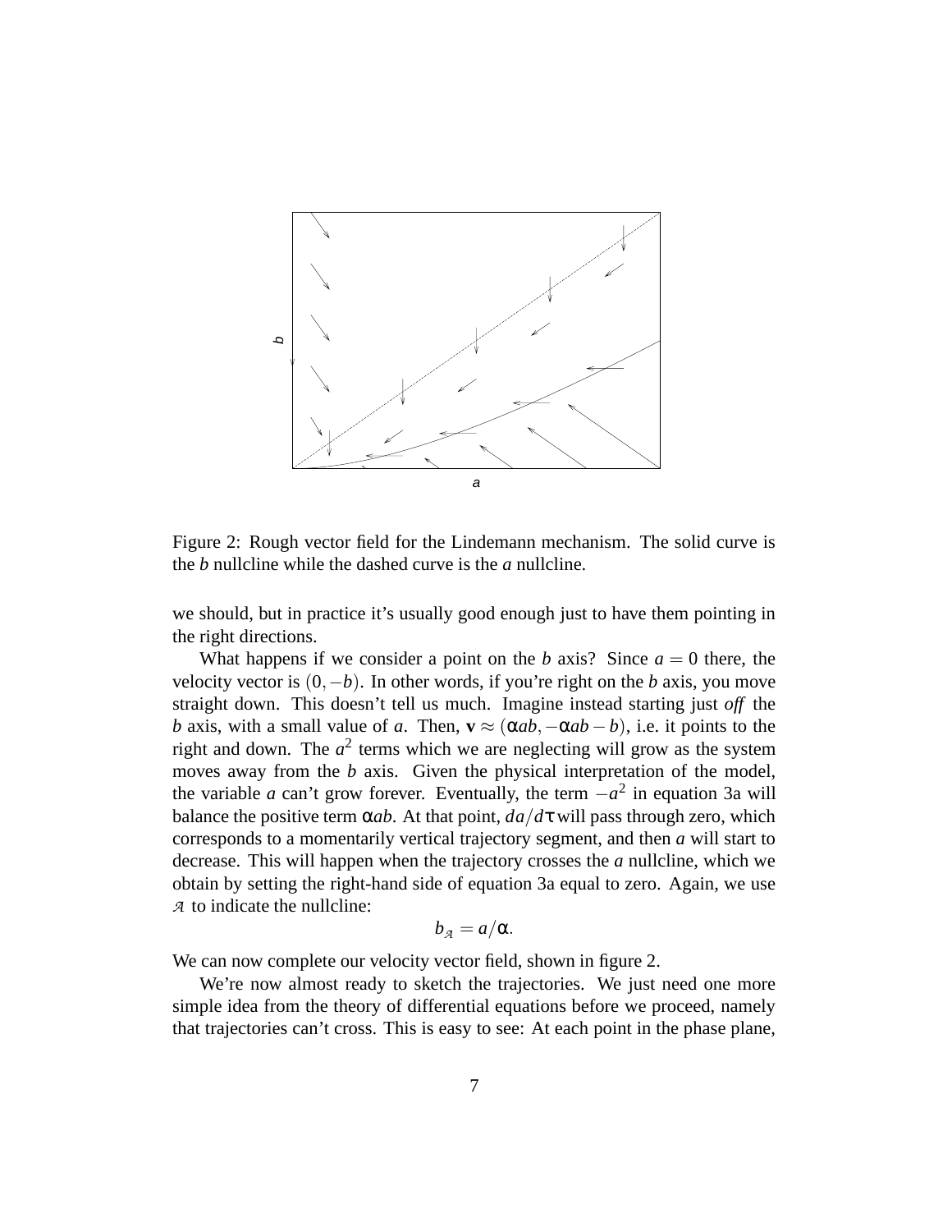Figure 2: Rough vector field for the Lindemann mechanism. The solid curve is the $b$ nullcline while the dashed curve is the $a$ nullcline.

we should, but in practice it's usually good enough just to have them pointing in the right directions.

What happens if we consider a point on the $b$ axis? Since $a = 0$ there, the velocity vector is $(0, -b)$. In other words, if you're right on the $b$ axis, you move straight down. This doesn't tell us much. Imagine instead starting just *off* the $b$ axis, with a small value of $a$. Then, $\mathbf{v} \approx (\alpha ab, -\alpha ab - b)$, i.e. it points to the right and down. The $a^2$ terms which we are neglecting will grow as the system moves away from the $b$ axis. Given the physical interpretation of the model, the variable $a$ can't grow forever. Eventually, the term $-a^2$ in equation 3a will balance the positive term $\alpha ab$. At that point, $da/d\tau$ will pass through zero, which corresponds to a momentarily vertical trajectory segment, and then $a$ will start to decrease. This will happen when the trajectory crosses the $a$ nullcline, which we obtain by setting the right-hand side of equation 3a equal to zero. Again, we use $\mathcal{A}$ to indicate the nullcline:

$$b_{\mathcal{A}} = a/\alpha.$$

We can now complete our velocity vector field, shown in figure 2.

We're now almost ready to sketch the trajectories. We just need one more simple idea from the theory of differential equations before we proceed, namely that trajectories can't cross. This is easy to see: At each point in the phase plane,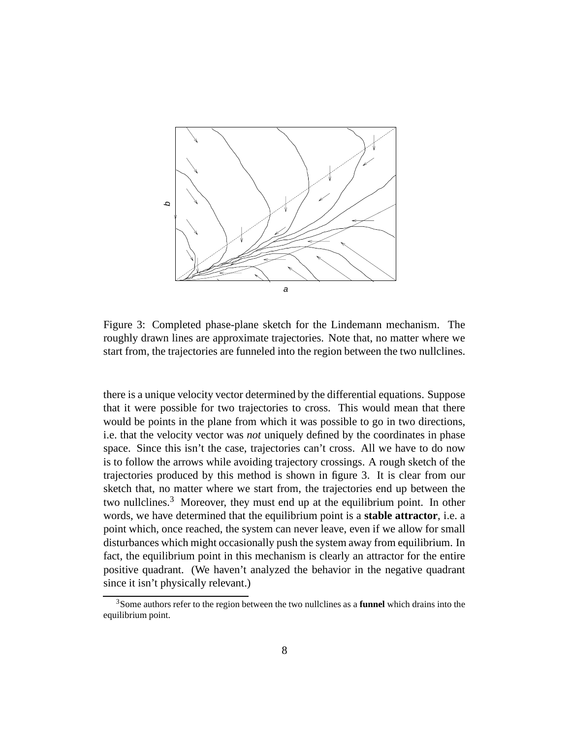Figure 3: Completed phase-plane sketch for the Lindemann mechanism. The roughly drawn lines are approximate trajectories. Note that, no matter where we start from, the trajectories are funneled into the region between the two nullclines.

there is a unique velocity vector determined by the differential equations. Suppose that it were possible for two trajectories to cross. This would mean that there would be points in the plane from which it was possible to go in two directions, i.e. that the velocity vector was *not* uniquely defined by the coordinates in phase space. Since this isn't the case, trajectories can't cross. All we have to do now is to follow the arrows while avoiding trajectory crossings. A rough sketch of the trajectories produced by this method is shown in figure 3. It is clear from our sketch that, no matter where we start from, the trajectories end up between the two nullclines.[3] Moreover, they must end up at the equilibrium point. In other words, we have determined that the equilibrium point is a **stable attractor**, i.e. a point which, once reached, the system can never leave, even if we allow for small disturbances which might occasionally push the system away from equilibrium. In fact, the equilibrium point in this mechanism is clearly an attractor for the entire positive quadrant. (We haven't analyzed the behavior in the negative quadrant since it isn't physically relevant.)

[3] Some authors refer to the region between the two nullclines as a **funnel** which drains into the equilibrium point.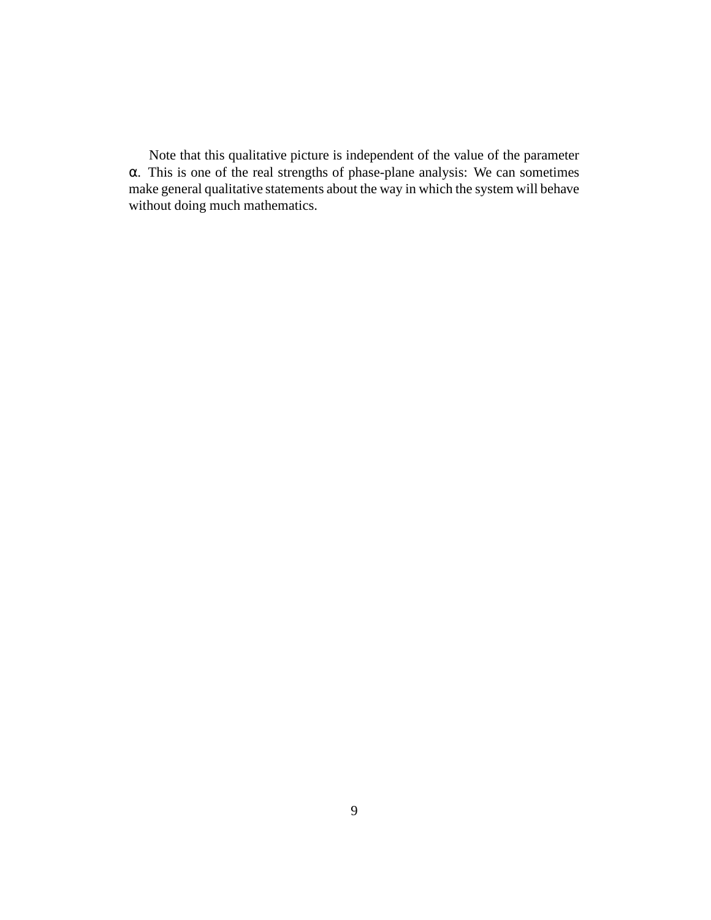Note that this qualitative picture is independent of the value of the parameter $\alpha$. This is one of the real strengths of phase-plane analysis: We can sometimes make general qualitative statements about the way in which the system will behave without doing much mathematics.